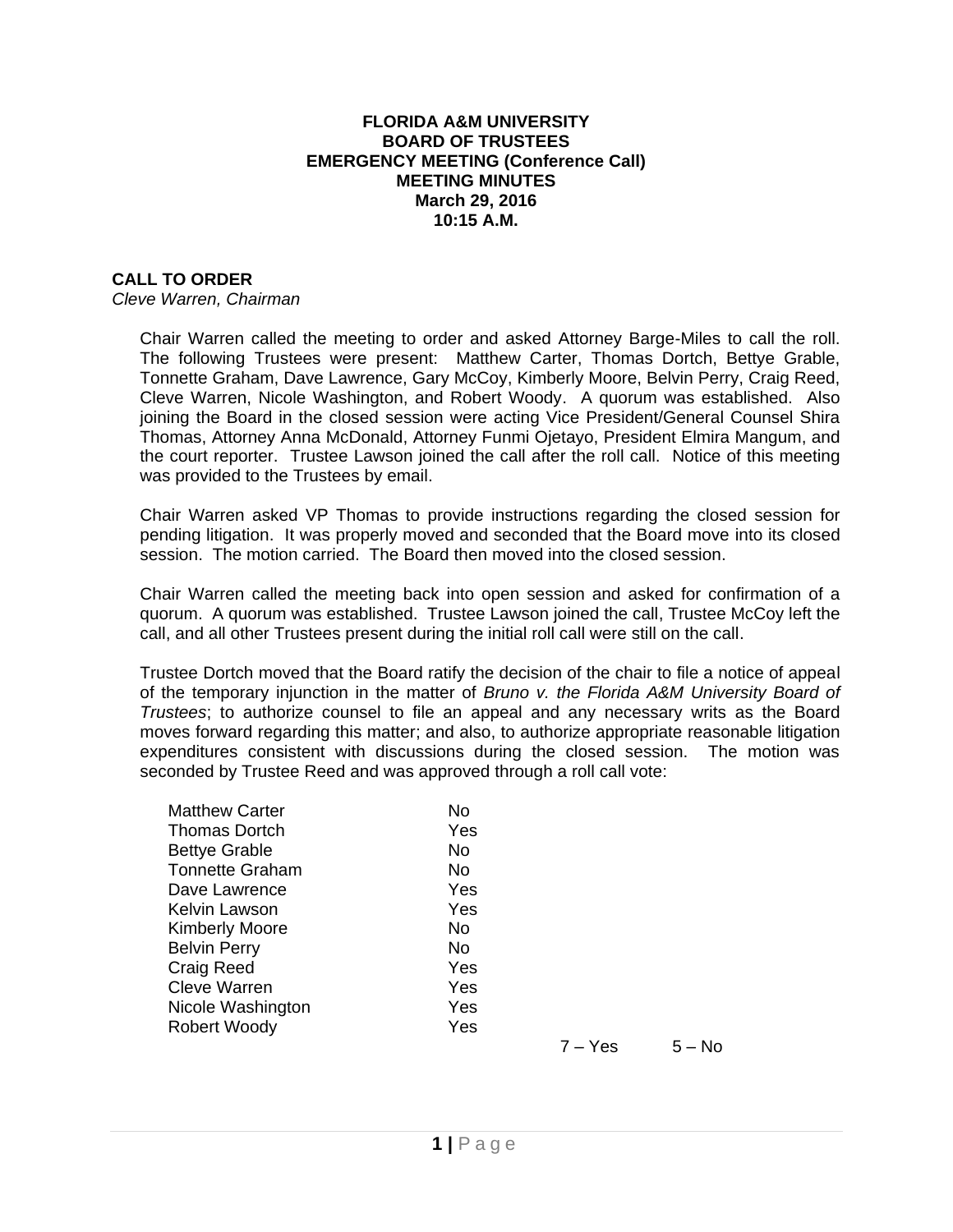**FLORIDA A&M UNIVERSITY**
**BOARD OF TRUSTEES**
**EMERGENCY MEETING (Conference Call)**
**MEETING MINUTES**
**March 29, 2016**
**10:15 A.M.**

**CALL TO ORDER**
*Cleve Warren, Chairman*

Chair Warren called the meeting to order and asked Attorney Barge-Miles to call the roll. The following Trustees were present: Matthew Carter, Thomas Dortch, Bettye Grable, Tonnette Graham, Dave Lawrence, Gary McCoy, Kimberly Moore, Belvin Perry, Craig Reed, Cleve Warren, Nicole Washington, and Robert Woody. A quorum was established. Also joining the Board in the closed session were acting Vice President/General Counsel Shira Thomas, Attorney Anna McDonald, Attorney Funmi Ojetayo, President Elmira Mangum, and the court reporter. Trustee Lawson joined the call after the roll call. Notice of this meeting was provided to the Trustees by email.

Chair Warren asked VP Thomas to provide instructions regarding the closed session for pending litigation. It was properly moved and seconded that the Board move into its closed session. The motion carried. The Board then moved into the closed session.

Chair Warren called the meeting back into open session and asked for confirmation of a quorum. A quorum was established. Trustee Lawson joined the call, Trustee McCoy left the call, and all other Trustees present during the initial roll call were still on the call.

Trustee Dortch moved that the Board ratify the decision of the chair to file a notice of appeal of the temporary injunction in the matter of *Bruno v. the Florida A&M University Board of Trustees*; to authorize counsel to file an appeal and any necessary writs as the Board moves forward regarding this matter; and also, to authorize appropriate reasonable litigation expenditures consistent with discussions during the closed session. The motion was seconded by Trustee Reed and was approved through a roll call vote:

| | | | |
|---|---|---|---|
| Matthew Carter | No | | |
| Thomas Dortch | Yes | | |
| Bettye Grable | No | | |
| Tonnette Graham | No | | |
| Dave Lawrence | Yes | | |
| Kelvin Lawson | Yes | | |
| Kimberly Moore | No | | |
| Belvin Perry | No | | |
| Craig Reed | Yes | | |
| Cleve Warren | Yes | | |
| Nicole Washington | Yes | | |
| Robert Woody | Yes | | |
| | | 7 – Yes | 5 – No |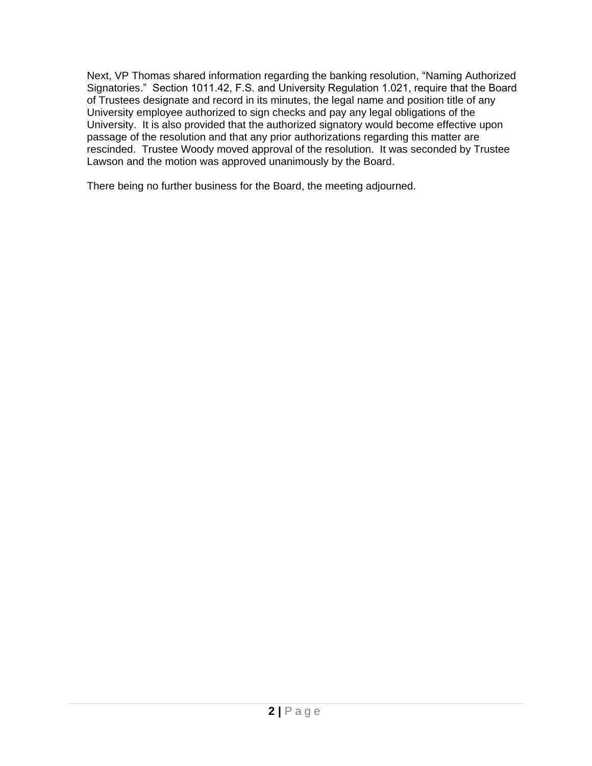Next, VP Thomas shared information regarding the banking resolution, "Naming Authorized Signatories." Section 1011.42, F.S. and University Regulation 1.021, require that the Board of Trustees designate and record in its minutes, the legal name and position title of any University employee authorized to sign checks and pay any legal obligations of the University. It is also provided that the authorized signatory would become effective upon passage of the resolution and that any prior authorizations regarding this matter are rescinded. Trustee Woody moved approval of the resolution. It was seconded by Trustee Lawson and the motion was approved unanimously by the Board.

There being no further business for the Board, the meeting adjourned.